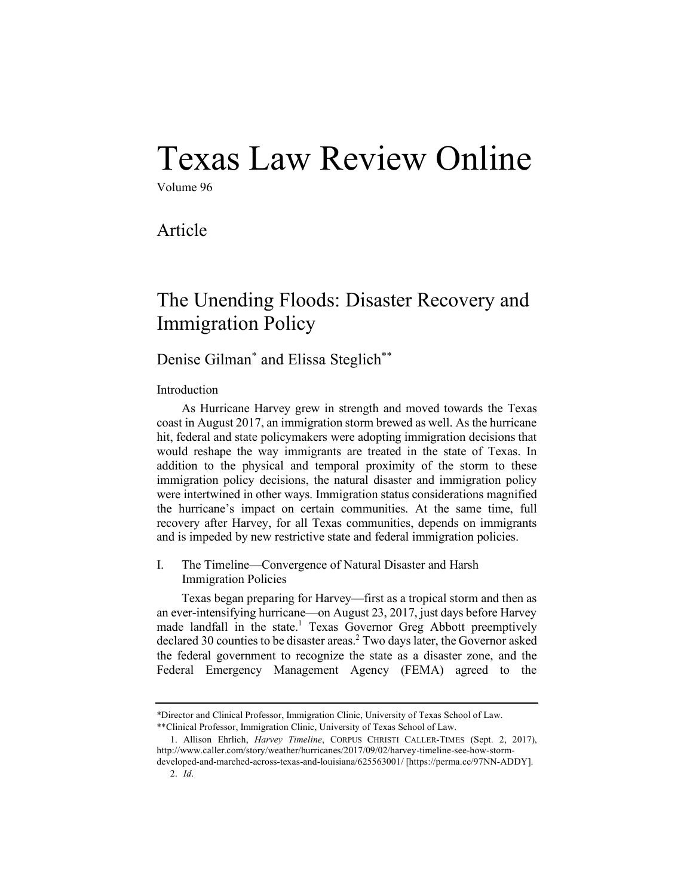# Texas Law Review Online

Volume 96

## Article

# The Unending Floods: Disaster Recovery and Immigration Policy

Denise Gilman[*] and Elissa Steglich[**]

## Introduction

As Hurricane Harvey grew in strength and moved towards the Texas coast in August 2017, an immigration storm brewed as well. As the hurricane hit, federal and state policymakers were adopting immigration decisions that would reshape the way immigrants are treated in the state of Texas. In addition to the physical and temporal proximity of the storm to these immigration policy decisions, the natural disaster and immigration policy were intertwined in other ways. Immigration status considerations magnified the hurricane's impact on certain communities. At the same time, full recovery after Harvey, for all Texas communities, depends on immigrants and is impeded by new restrictive state and federal immigration policies.

## I. The Timeline—Convergence of Natural Disaster and Harsh Immigration Policies

Texas began preparing for Harvey—first as a tropical storm and then as an ever-intensifying hurricane—on August 23, 2017, just days before Harvey made landfall in the state.[1] Texas Governor Greg Abbott preemptively declared 30 counties to be disaster areas.[2] Two days later, the Governor asked the federal government to recognize the state as a disaster zone, and the Federal Emergency Management Agency (FEMA) agreed to the

---

*Director and Clinical Professor, Immigration Clinic, University of Texas School of Law.

**Clinical Professor, Immigration Clinic, University of Texas School of Law.

1. Allison Ehrlich, *Harvey Timeline*, CORPUS CHRISTI CALLER-TIMES (Sept. 2, 2017), http://www.caller.com/story/weather/hurricanes/2017/09/02/harvey-timeline-see-how-storm-developed-and-marched-across-texas-and-louisiana/625563001/ [https://perma.cc/97NN-ADDY].

2. *Id*.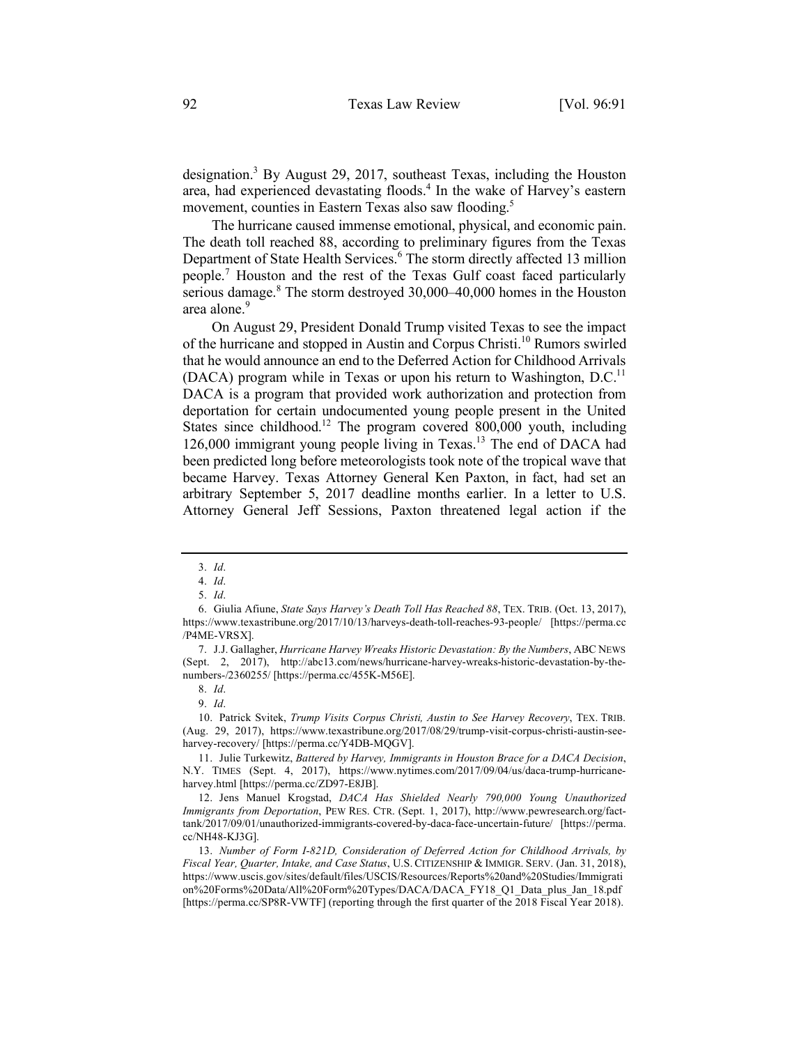designation.[3] By August 29, 2017, southeast Texas, including the Houston area, had experienced devastating floods.[4] In the wake of Harvey's eastern movement, counties in Eastern Texas also saw flooding.[5]

The hurricane caused immense emotional, physical, and economic pain. The death toll reached 88, according to preliminary figures from the Texas Department of State Health Services.[6] The storm directly affected 13 million people.[7] Houston and the rest of the Texas Gulf coast faced particularly serious damage.[8] The storm destroyed 30,000–40,000 homes in the Houston area alone.[9]

On August 29, President Donald Trump visited Texas to see the impact of the hurricane and stopped in Austin and Corpus Christi.[10] Rumors swirled that he would announce an end to the Deferred Action for Childhood Arrivals (DACA) program while in Texas or upon his return to Washington, D.C.[11] DACA is a program that provided work authorization and protection from deportation for certain undocumented young people present in the United States since childhood.[12] The program covered 800,000 youth, including 126,000 immigrant young people living in Texas.[13] The end of DACA had been predicted long before meteorologists took note of the tropical wave that became Harvey. Texas Attorney General Ken Paxton, in fact, had set an arbitrary September 5, 2017 deadline months earlier. In a letter to U.S. Attorney General Jeff Sessions, Paxton threatened legal action if the

---

3. *Id*.

4. *Id*.

5. *Id*.

6. Giulia Afiune, *State Says Harvey's Death Toll Has Reached 88*, TEX. TRIB. (Oct. 13, 2017), https://www.texastribune.org/2017/10/13/harveys-death-toll-reaches-93-people/ [https://perma.cc/P4ME-VRSX].

7. J.J. Gallagher, *Hurricane Harvey Wreaks Historic Devastation: By the Numbers*, ABC NEWS (Sept. 2, 2017), http://abc13.com/news/hurricane-harvey-wreaks-historic-devastation-by-the-numbers-/2360255/ [https://perma.cc/455K-M56E].

8. *Id*.

9. *Id*.

10. Patrick Svitek, *Trump Visits Corpus Christi, Austin to See Harvey Recovery*, TEX. TRIB. (Aug. 29, 2017), https://www.texastribune.org/2017/08/29/trump-visit-corpus-christi-austin-see-harvey-recovery/ [https://perma.cc/Y4DB-MQGV].

11. Julie Turkewitz, *Battered by Harvey, Immigrants in Houston Brace for a DACA Decision*, N.Y. TIMES (Sept. 4, 2017), https://www.nytimes.com/2017/09/04/us/daca-trump-hurricane-harvey.html [https://perma.cc/ZD97-E8JB].

12. Jens Manuel Krogstad, *DACA Has Shielded Nearly 790,000 Young Unauthorized Immigrants from Deportation*, PEW RES. CTR. (Sept. 1, 2017), http://www.pewresearch.org/fact-tank/2017/09/01/unauthorized-immigrants-covered-by-daca-face-uncertain-future/ [https://perma.cc/NH48-KJ3G].

13. *Number of Form I-821D, Consideration of Deferred Action for Childhood Arrivals, by Fiscal Year, Quarter, Intake, and Case Status*, U.S. CITIZENSHIP & IMMIGR. SERV. (Jan. 31, 2018), https://www.uscis.gov/sites/default/files/USCIS/Resources/Reports%20and%20Studies/Immigration%20Forms%20Data/All%20Form%20Types/DACA/DACA_FY18_Q1_Data_plus_Jan_18.pdf [https://perma.cc/SP8R-VWTF] (reporting through the first quarter of the 2018 Fiscal Year 2018).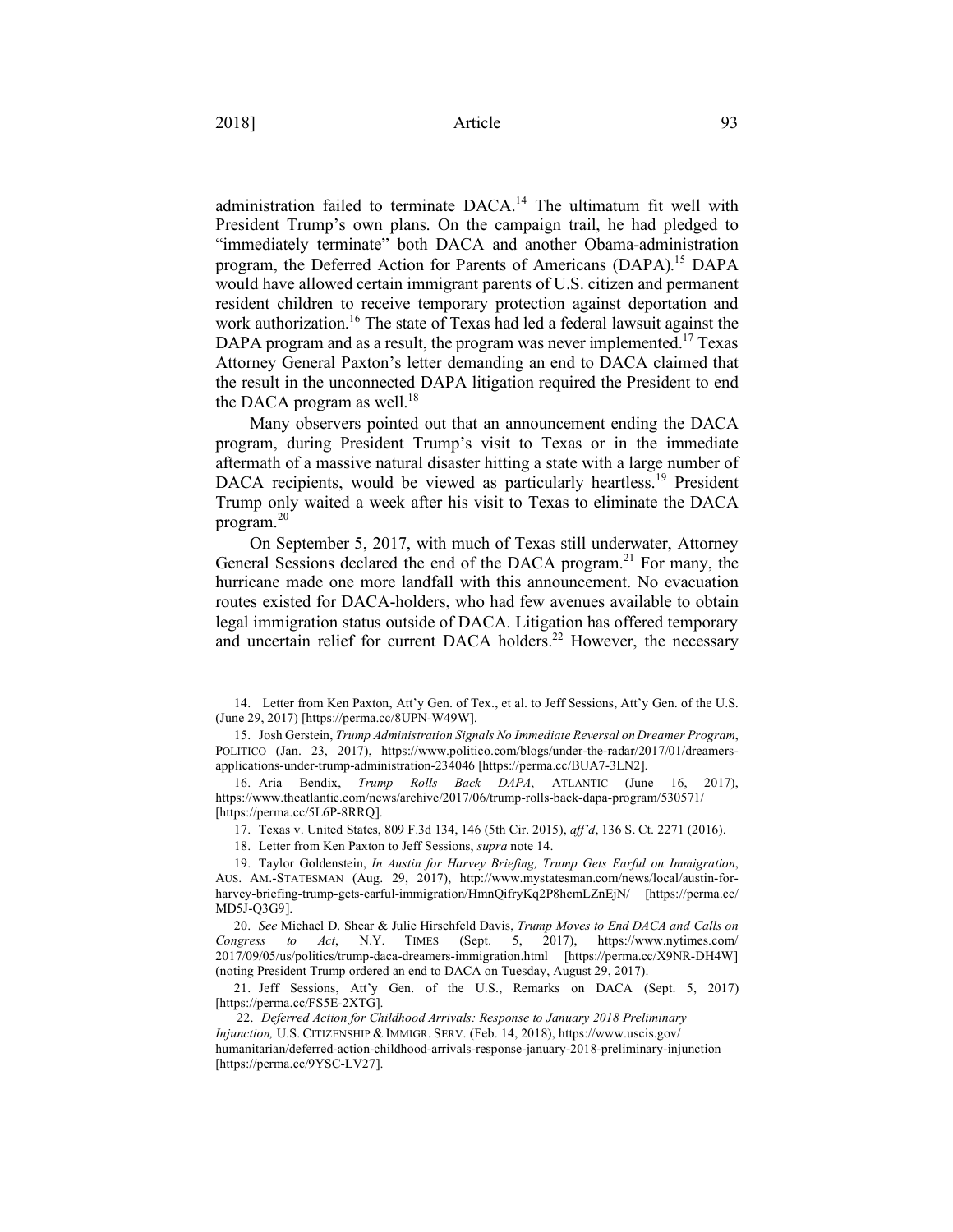administration failed to terminate DACA.[14] The ultimatum fit well with President Trump's own plans. On the campaign trail, he had pledged to "immediately terminate" both DACA and another Obama-administration program, the Deferred Action for Parents of Americans (DAPA).[15] DAPA would have allowed certain immigrant parents of U.S. citizen and permanent resident children to receive temporary protection against deportation and work authorization.[16] The state of Texas had led a federal lawsuit against the DAPA program and as a result, the program was never implemented.[17] Texas Attorney General Paxton's letter demanding an end to DACA claimed that the result in the unconnected DAPA litigation required the President to end the DACA program as well.[18]

Many observers pointed out that an announcement ending the DACA program, during President Trump's visit to Texas or in the immediate aftermath of a massive natural disaster hitting a state with a large number of DACA recipients, would be viewed as particularly heartless.[19] President Trump only waited a week after his visit to Texas to eliminate the DACA program.[20]

On September 5, 2017, with much of Texas still underwater, Attorney General Sessions declared the end of the DACA program.[21] For many, the hurricane made one more landfall with this announcement. No evacuation routes existed for DACA-holders, who had few avenues available to obtain legal immigration status outside of DACA. Litigation has offered temporary and uncertain relief for current DACA holders.[22] However, the necessary

---

14. Letter from Ken Paxton, Att'y Gen. of Tex., et al. to Jeff Sessions, Att'y Gen. of the U.S. (June 29, 2017) [https://perma.cc/8UPN-W49W].

15. Josh Gerstein, *Trump Administration Signals No Immediate Reversal on Dreamer Program*, POLITICO (Jan. 23, 2017), https://www.politico.com/blogs/under-the-radar/2017/01/dreamers-applications-under-trump-administration-234046 [https://perma.cc/BUA7-3LN2].

16. Aria Bendix, *Trump Rolls Back DAPA*, ATLANTIC (June 16, 2017), https://www.theatlantic.com/news/archive/2017/06/trump-rolls-back-dapa-program/530571/ [https://perma.cc/5L6P-8RRQ].

17. Texas v. United States, 809 F.3d 134, 146 (5th Cir. 2015), *aff'd*, 136 S. Ct. 2271 (2016).

18. Letter from Ken Paxton to Jeff Sessions, *supra* note 14.

19. Taylor Goldenstein, *In Austin for Harvey Briefing, Trump Gets Earful on Immigration*, AUS. AM.-STATESMAN (Aug. 29, 2017), http://www.mystatesman.com/news/local/austin-for-harvey-briefing-trump-gets-earful-immigration/HmnQifryKq2P8hcmLZnEjN/ [https://perma.cc/MD5J-Q3G9].

20. *See* Michael D. Shear & Julie Hirschfeld Davis, *Trump Moves to End DACA and Calls on Congress to Act*, N.Y. TIMES (Sept. 5, 2017), https://www.nytimes.com/2017/09/05/us/politics/trump-daca-dreamers-immigration.html [https://perma.cc/X9NR-DH4W] (noting President Trump ordered an end to DACA on Tuesday, August 29, 2017).

21. Jeff Sessions, Att'y Gen. of the U.S., Remarks on DACA (Sept. 5, 2017) [https://perma.cc/FS5E-2XTG].

22. *Deferred Action for Childhood Arrivals: Response to January 2018 Preliminary Injunction,* U.S. CITIZENSHIP & IMMIGR. SERV. (Feb. 14, 2018), https://www.uscis.gov/humanitarian/deferred-action-childhood-arrivals-response-january-2018-preliminary-injunction [https://perma.cc/9YSC-LV27].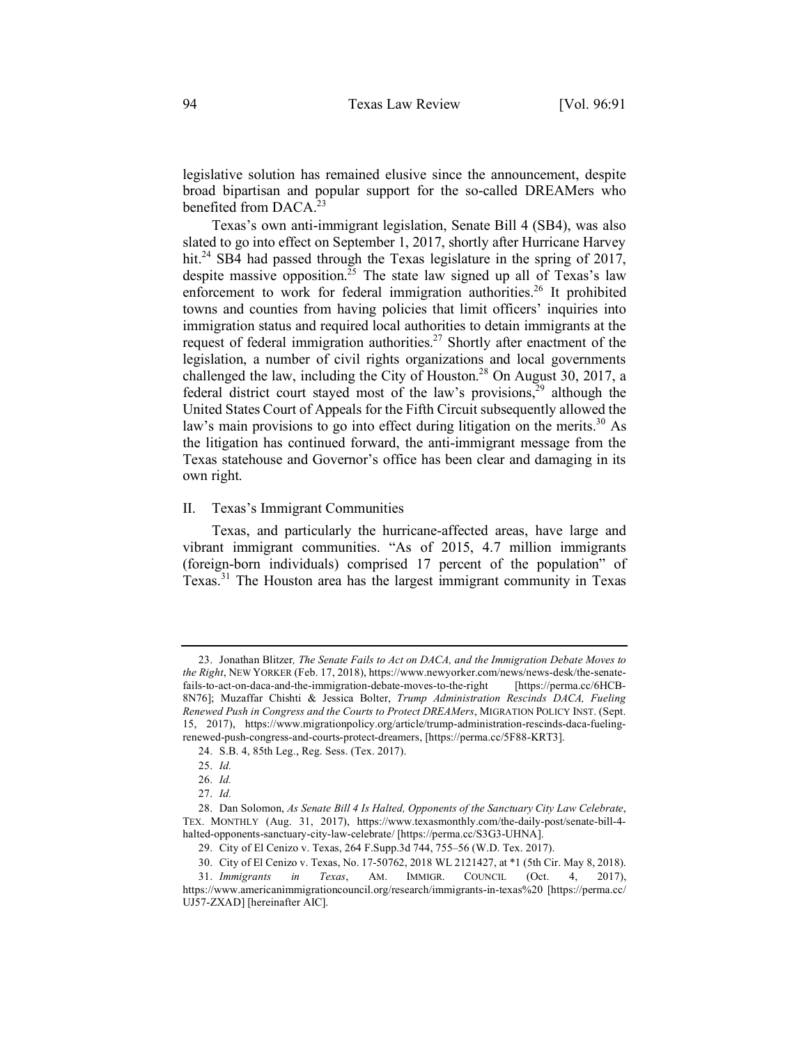legislative solution has remained elusive since the announcement, despite broad bipartisan and popular support for the so-called DREAMers who benefited from DACA.[23]

Texas's own anti-immigrant legislation, Senate Bill 4 (SB4), was also slated to go into effect on September 1, 2017, shortly after Hurricane Harvey hit.[24] SB4 had passed through the Texas legislature in the spring of 2017, despite massive opposition.[25] The state law signed up all of Texas's law enforcement to work for federal immigration authorities.[26] It prohibited towns and counties from having policies that limit officers' inquiries into immigration status and required local authorities to detain immigrants at the request of federal immigration authorities.[27] Shortly after enactment of the legislation, a number of civil rights organizations and local governments challenged the law, including the City of Houston.[28] On August 30, 2017, a federal district court stayed most of the law's provisions,[29] although the United States Court of Appeals for the Fifth Circuit subsequently allowed the law's main provisions to go into effect during litigation on the merits.[30] As the litigation has continued forward, the anti-immigrant message from the Texas statehouse and Governor's office has been clear and damaging in its own right.

## II. Texas's Immigrant Communities

Texas, and particularly the hurricane-affected areas, have large and vibrant immigrant communities. "As of 2015, 4.7 million immigrants (foreign-born individuals) comprised 17 percent of the population" of Texas.[31] The Houston area has the largest immigrant community in Texas

---

23. Jonathan Blitzer, *The Senate Fails to Act on DACA, and the Immigration Debate Moves to the Right*, NEW YORKER (Feb. 17, 2018), https://www.newyorker.com/news/news-desk/the-senate-fails-to-act-on-daca-and-the-immigration-debate-moves-to-the-right [https://perma.cc/6HCB-8N76]; Muzaffar Chishti & Jessica Bolter, *Trump Administration Rescinds DACA, Fueling Renewed Push in Congress and the Courts to Protect DREAMers*, MIGRATION POLICY INST. (Sept. 15, 2017), https://www.migrationpolicy.org/article/trump-administration-rescinds-daca-fueling-renewed-push-congress-and-courts-protect-dreamers, [https://perma.cc/5F88-KRT3].

24. S.B. 4, 85th Leg., Reg. Sess. (Tex. 2017).

25. *Id.*

26. *Id.*

27. *Id.*

28. Dan Solomon, *As Senate Bill 4 Is Halted, Opponents of the Sanctuary City Law Celebrate*, TEX. MONTHLY (Aug. 31, 2017), https://www.texasmonthly.com/the-daily-post/senate-bill-4-halted-opponents-sanctuary-city-law-celebrate/ [https://perma.cc/S3G3-UHNA].

29. City of El Cenizo v. Texas, 264 F.Supp.3d 744, 755–56 (W.D. Tex. 2017).

30. City of El Cenizo v. Texas, No. 17-50762, 2018 WL 2121427, at *1 (5th Cir. May 8, 2018).

31. *Immigrants in Texas*, AM. IMMIGR. COUNCIL (Oct. 4, 2017), https://www.americanimmigrationcouncil.org/research/immigrants-in-texas%20 [https://perma.cc/UJ57-ZXAD] [hereinafter AIC].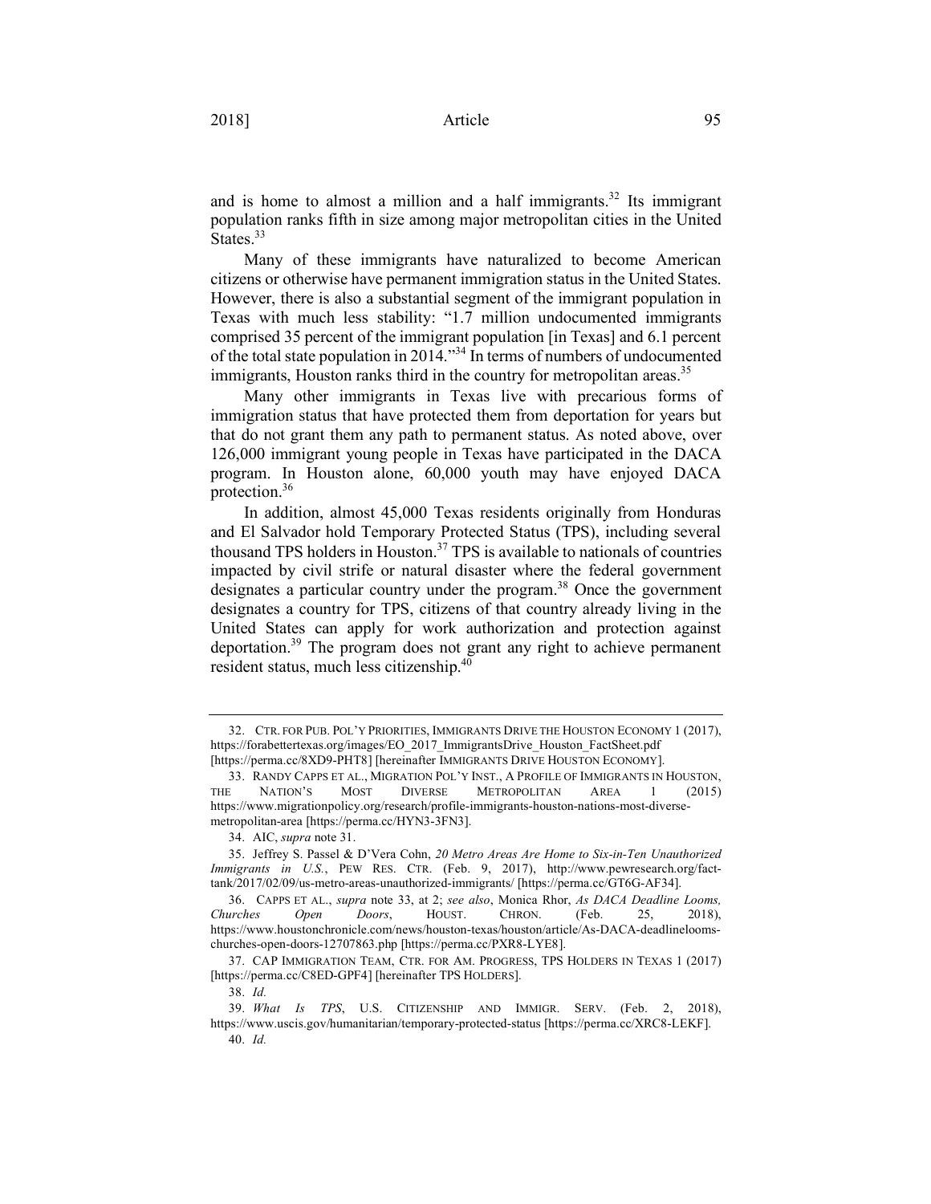and is home to almost a million and a half immigrants.[32] Its immigrant population ranks fifth in size among major metropolitan cities in the United States.[33]

Many of these immigrants have naturalized to become American citizens or otherwise have permanent immigration status in the United States. However, there is also a substantial segment of the immigrant population in Texas with much less stability: "1.7 million undocumented immigrants comprised 35 percent of the immigrant population [in Texas] and 6.1 percent of the total state population in 2014."[34] In terms of numbers of undocumented immigrants, Houston ranks third in the country for metropolitan areas.[35]

Many other immigrants in Texas live with precarious forms of immigration status that have protected them from deportation for years but that do not grant them any path to permanent status. As noted above, over 126,000 immigrant young people in Texas have participated in the DACA program. In Houston alone, 60,000 youth may have enjoyed DACA protection.[36]

In addition, almost 45,000 Texas residents originally from Honduras and El Salvador hold Temporary Protected Status (TPS), including several thousand TPS holders in Houston.[37] TPS is available to nationals of countries impacted by civil strife or natural disaster where the federal government designates a particular country under the program.[38] Once the government designates a country for TPS, citizens of that country already living in the United States can apply for work authorization and protection against deportation.[39] The program does not grant any right to achieve permanent resident status, much less citizenship.[40]

---

32. CTR. FOR PUB. POL'Y PRIORITIES, IMMIGRANTS DRIVE THE HOUSTON ECONOMY 1 (2017), https://forabettertexas.org/images/EO_2017_ImmigrantsDrive_Houston_FactSheet.pdf [https://perma.cc/8XD9-PHT8] [hereinafter IMMIGRANTS DRIVE HOUSTON ECONOMY].

33. RANDY CAPPS ET AL., MIGRATION POL'Y INST., A PROFILE OF IMMIGRANTS IN HOUSTON, THE NATION'S MOST DIVERSE METROPOLITAN AREA 1 (2015) https://www.migrationpolicy.org/research/profile-immigrants-houston-nations-most-diverse-metropolitan-area [https://perma.cc/HYN3-3FN3].

34. AIC, *supra* note 31.

35. Jeffrey S. Passel & D'Vera Cohn, *20 Metro Areas Are Home to Six-in-Ten Unauthorized Immigrants in U.S.*, PEW RES. CTR. (Feb. 9, 2017), http://www.pewresearch.org/fact-tank/2017/02/09/us-metro-areas-unauthorized-immigrants/ [https://perma.cc/GT6G-AF34].

36. CAPPS ET AL., *supra* note 33, at 2; *see also*, Monica Rhor, *As DACA Deadline Looms, Churches Open Doors*, HOUST. CHRON. (Feb. 25, 2018), https://www.houstonchronicle.com/news/houston-texas/houston/article/As-DACA-deadlinelooms-churches-open-doors-12707863.php [https://perma.cc/PXR8-LYE8].

37. CAP IMMIGRATION TEAM, CTR. FOR AM. PROGRESS, TPS HOLDERS IN TEXAS 1 (2017) [https://perma.cc/C8ED-GPF4] [hereinafter TPS HOLDERS].

38. *Id.*

39. *What Is TPS*, U.S. CITIZENSHIP AND IMMIGR. SERV. (Feb. 2, 2018), https://www.uscis.gov/humanitarian/temporary-protected-status [https://perma.cc/XRC8-LEKF].

40. *Id.*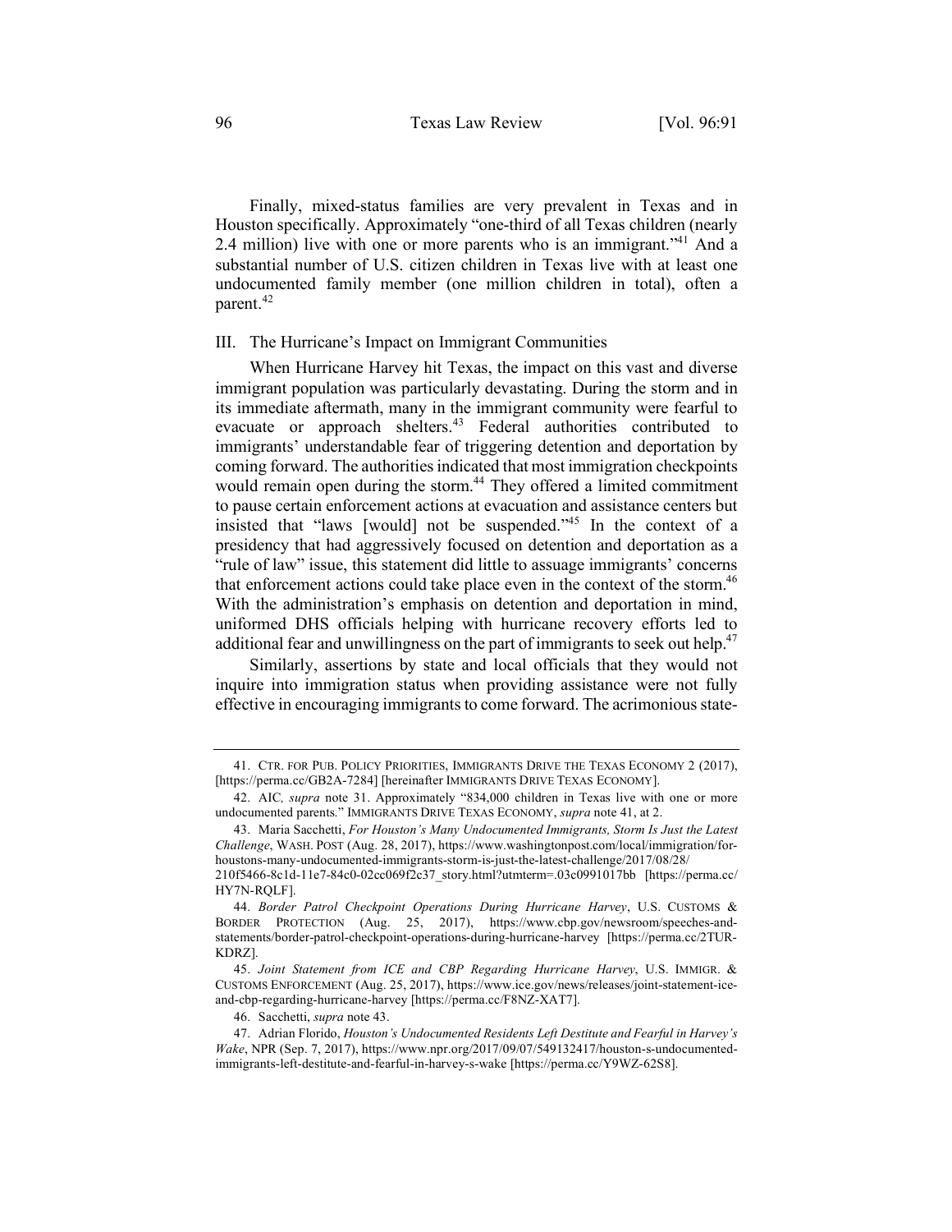Finally, mixed-status families are very prevalent in Texas and in Houston specifically. Approximately "one-third of all Texas children (nearly 2.4 million) live with one or more parents who is an immigrant."[41] And a substantial number of U.S. citizen children in Texas live with at least one undocumented family member (one million children in total), often a parent.[42]

## III. The Hurricane's Impact on Immigrant Communities

When Hurricane Harvey hit Texas, the impact on this vast and diverse immigrant population was particularly devastating. During the storm and in its immediate aftermath, many in the immigrant community were fearful to evacuate or approach shelters.[43] Federal authorities contributed to immigrants' understandable fear of triggering detention and deportation by coming forward. The authorities indicated that most immigration checkpoints would remain open during the storm.[44] They offered a limited commitment to pause certain enforcement actions at evacuation and assistance centers but insisted that "laws [would] not be suspended."[45] In the context of a presidency that had aggressively focused on detention and deportation as a "rule of law" issue, this statement did little to assuage immigrants' concerns that enforcement actions could take place even in the context of the storm.[46] With the administration's emphasis on detention and deportation in mind, uniformed DHS officials helping with hurricane recovery efforts led to additional fear and unwillingness on the part of immigrants to seek out help.[47]

Similarly, assertions by state and local officials that they would not inquire into immigration status when providing assistance were not fully effective in encouraging immigrants to come forward. The acrimonious state-

---

41. CTR. FOR PUB. POLICY PRIORITIES, IMMIGRANTS DRIVE THE TEXAS ECONOMY 2 (2017), [https://perma.cc/GB2A-7284] [hereinafter IMMIGRANTS DRIVE TEXAS ECONOMY].

42. AIC, *supra* note 31. Approximately "834,000 children in Texas live with one or more undocumented parents." IMMIGRANTS DRIVE TEXAS ECONOMY, *supra* note 41, at 2.

43. Maria Sacchetti, *For Houston's Many Undocumented Immigrants, Storm Is Just the Latest Challenge*, WASH. POST (Aug. 28, 2017), https://www.washingtonpost.com/local/immigration/for-houstons-many-undocumented-immigrants-storm-is-just-the-latest-challenge/2017/08/28/210f5466-8c1d-11e7-84c0-02cc069f2c37_story.html?utmterm=.03c0991017bb [https://perma.cc/HY7N-RQLF].

44. *Border Patrol Checkpoint Operations During Hurricane Harvey*, U.S. CUSTOMS & BORDER PROTECTION (Aug. 25, 2017), https://www.cbp.gov/newsroom/speeches-and-statements/border-patrol-checkpoint-operations-during-hurricane-harvey [https://perma.cc/2TUR-KDRZ].

45. *Joint Statement from ICE and CBP Regarding Hurricane Harvey*, U.S. IMMIGR. & CUSTOMS ENFORCEMENT (Aug. 25, 2017), https://www.ice.gov/news/releases/joint-statement-ice-and-cbp-regarding-hurricane-harvey [https://perma.cc/F8NZ-XAT7].

46. Sacchetti, *supra* note 43.

47. Adrian Florido, *Houston's Undocumented Residents Left Destitute and Fearful in Harvey's Wake*, NPR (Sep. 7, 2017), https://www.npr.org/2017/09/07/549132417/houston-s-undocumented-immigrants-left-destitute-and-fearful-in-harvey-s-wake [https://perma.cc/Y9WZ-62S8].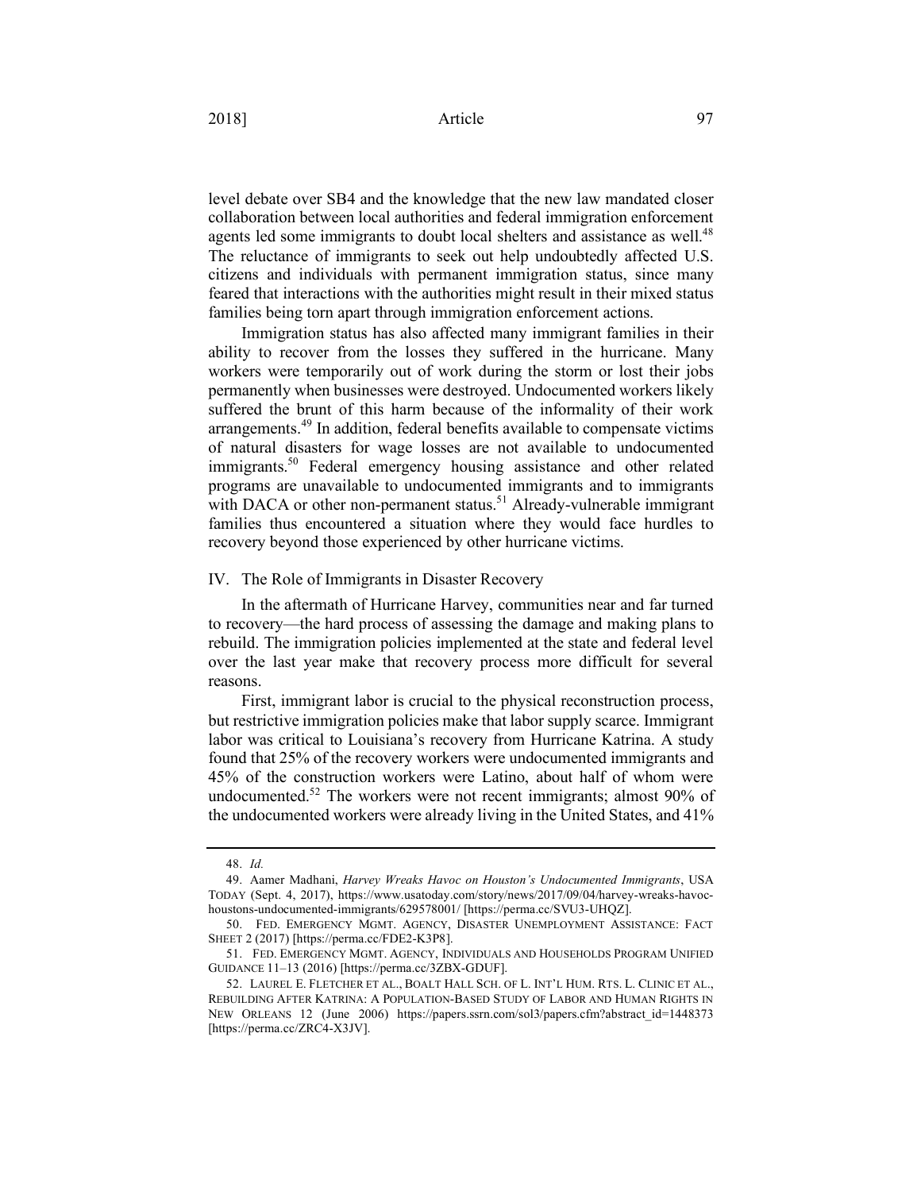level debate over SB4 and the knowledge that the new law mandated closer collaboration between local authorities and federal immigration enforcement agents led some immigrants to doubt local shelters and assistance as well.[48] The reluctance of immigrants to seek out help undoubtedly affected U.S. citizens and individuals with permanent immigration status, since many feared that interactions with the authorities might result in their mixed status families being torn apart through immigration enforcement actions.

Immigration status has also affected many immigrant families in their ability to recover from the losses they suffered in the hurricane. Many workers were temporarily out of work during the storm or lost their jobs permanently when businesses were destroyed. Undocumented workers likely suffered the brunt of this harm because of the informality of their work arrangements.[49] In addition, federal benefits available to compensate victims of natural disasters for wage losses are not available to undocumented immigrants.[50] Federal emergency housing assistance and other related programs are unavailable to undocumented immigrants and to immigrants with DACA or other non-permanent status.[51] Already-vulnerable immigrant families thus encountered a situation where they would face hurdles to recovery beyond those experienced by other hurricane victims.

## IV. The Role of Immigrants in Disaster Recovery

In the aftermath of Hurricane Harvey, communities near and far turned to recovery—the hard process of assessing the damage and making plans to rebuild. The immigration policies implemented at the state and federal level over the last year make that recovery process more difficult for several reasons.

First, immigrant labor is crucial to the physical reconstruction process, but restrictive immigration policies make that labor supply scarce. Immigrant labor was critical to Louisiana's recovery from Hurricane Katrina. A study found that 25% of the recovery workers were undocumented immigrants and 45% of the construction workers were Latino, about half of whom were undocumented.[52] The workers were not recent immigrants; almost 90% of the undocumented workers were already living in the United States, and 41%

---

48. *Id.*

49. Aamer Madhani, *Harvey Wreaks Havoc on Houston's Undocumented Immigrants*, USA TODAY (Sept. 4, 2017), https://www.usatoday.com/story/news/2017/09/04/harvey-wreaks-havoc-houstons-undocumented-immigrants/629578001/ [https://perma.cc/SVU3-UHQZ].

50. FED. EMERGENCY MGMT. AGENCY, DISASTER UNEMPLOYMENT ASSISTANCE: FACT SHEET 2 (2017) [https://perma.cc/FDE2-K3P8].

51. FED. EMERGENCY MGMT. AGENCY, INDIVIDUALS AND HOUSEHOLDS PROGRAM UNIFIED GUIDANCE 11–13 (2016) [https://perma.cc/3ZBX-GDUF].

52. LAUREL E. FLETCHER ET AL., BOALT HALL SCH. OF L. INT'L HUM. RTS. L. CLINIC ET AL., REBUILDING AFTER KATRINA: A POPULATION-BASED STUDY OF LABOR AND HUMAN RIGHTS IN NEW ORLEANS 12 (June 2006) https://papers.ssrn.com/sol3/papers.cfm?abstract_id=1448373 [https://perma.cc/ZRC4-X3JV].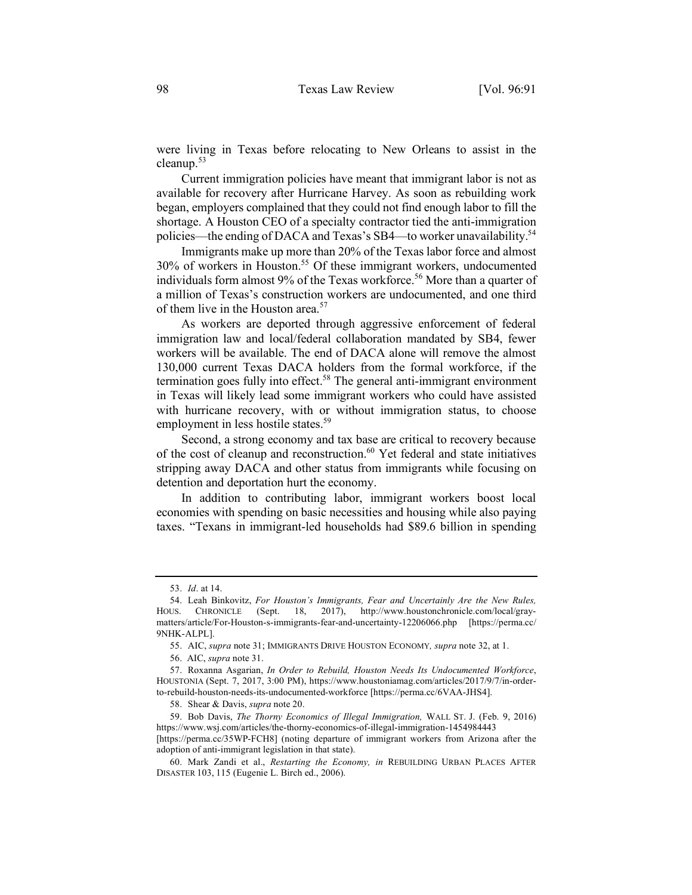were living in Texas before relocating to New Orleans to assist in the cleanup.[53]

Current immigration policies have meant that immigrant labor is not as available for recovery after Hurricane Harvey. As soon as rebuilding work began, employers complained that they could not find enough labor to fill the shortage. A Houston CEO of a specialty contractor tied the anti-immigration policies—the ending of DACA and Texas's SB4—to worker unavailability.[54]

Immigrants make up more than 20% of the Texas labor force and almost 30% of workers in Houston.[55] Of these immigrant workers, undocumented individuals form almost 9% of the Texas workforce.[56] More than a quarter of a million of Texas's construction workers are undocumented, and one third of them live in the Houston area.[57]

As workers are deported through aggressive enforcement of federal immigration law and local/federal collaboration mandated by SB4, fewer workers will be available. The end of DACA alone will remove the almost 130,000 current Texas DACA holders from the formal workforce, if the termination goes fully into effect.[58] The general anti-immigrant environment in Texas will likely lead some immigrant workers who could have assisted with hurricane recovery, with or without immigration status, to choose employment in less hostile states.[59]

Second, a strong economy and tax base are critical to recovery because of the cost of cleanup and reconstruction.[60] Yet federal and state initiatives stripping away DACA and other status from immigrants while focusing on detention and deportation hurt the economy.

In addition to contributing labor, immigrant workers boost local economies with spending on basic necessities and housing while also paying taxes. "Texans in immigrant-led households had $89.6 billion in spending

---

53. *Id*. at 14.

54. Leah Binkovitz, *For Houston's Immigrants, Fear and Uncertainly Are the New Rules,* HOUS. CHRONICLE (Sept. 18, 2017), http://www.houstonchronicle.com/local/gray-matters/article/For-Houston-s-immigrants-fear-and-uncertainty-12206066.php [https://perma.cc/9NHK-ALPL].

55. AIC, *supra* note 31; IMMIGRANTS DRIVE HOUSTON ECONOMY, *supra* note 32, at 1.

56. AIC, *supra* note 31.

57. Roxanna Asgarian, *In Order to Rebuild, Houston Needs Its Undocumented Workforce*, HOUSTONIA (Sept. 7, 2017, 3:00 PM), https://www.houstoniamag.com/articles/2017/9/7/in-order-to-rebuild-houston-needs-its-undocumented-workforce [https://perma.cc/6VAA-JHS4].

58. Shear & Davis, *supra* note 20.

59. Bob Davis, *The Thorny Economics of Illegal Immigration,* WALL ST. J. (Feb. 9, 2016) https://www.wsj.com/articles/the-thorny-economics-of-illegal-immigration-1454984443 [https://perma.cc/35WP-FCH8] (noting departure of immigrant workers from Arizona after the adoption of anti-immigrant legislation in that state).

60. Mark Zandi et al., *Restarting the Economy, in* REBUILDING URBAN PLACES AFTER DISASTER 103, 115 (Eugenie L. Birch ed., 2006).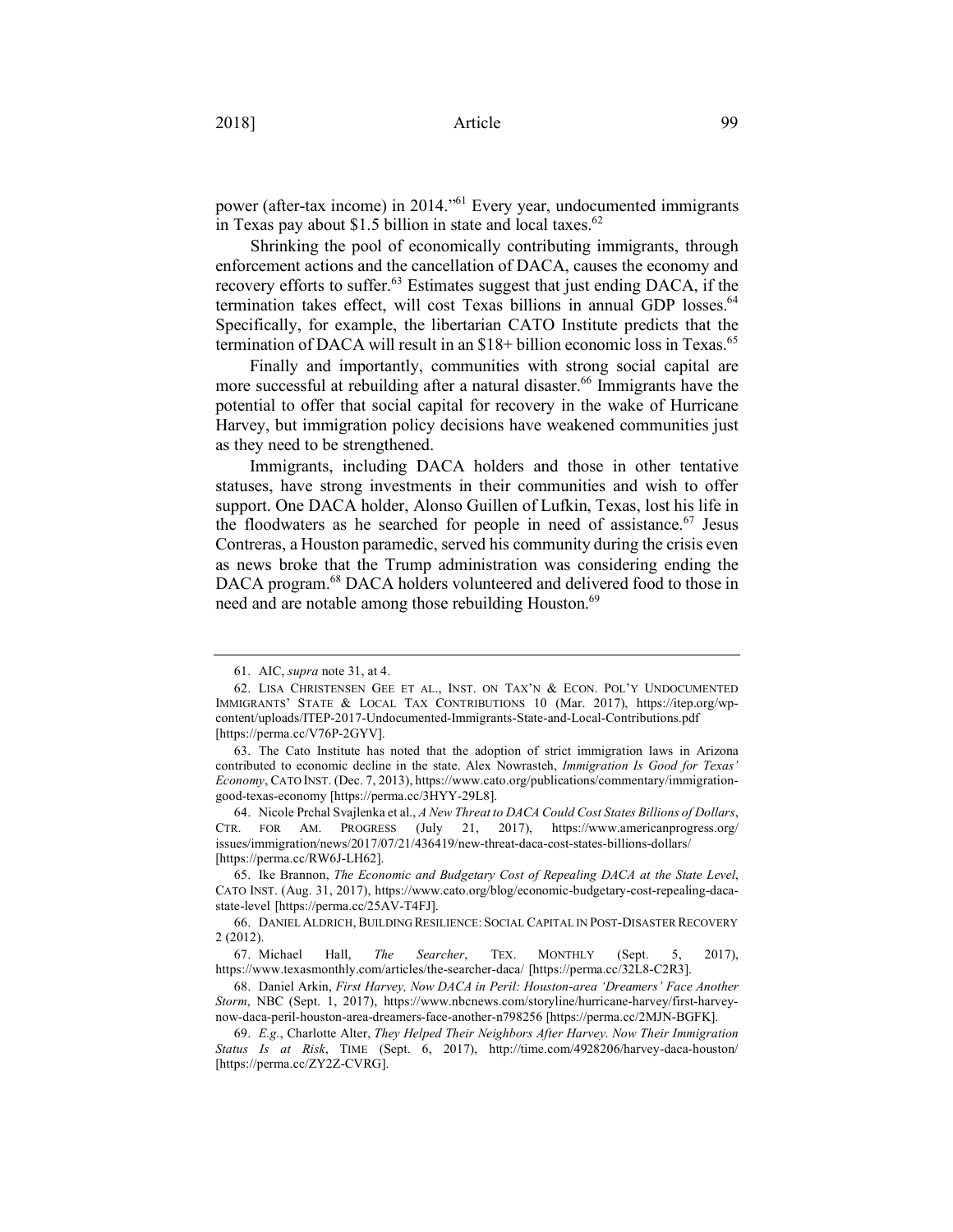power (after-tax income) in 2014."[61] Every year, undocumented immigrants in Texas pay about $1.5 billion in state and local taxes.[62]

Shrinking the pool of economically contributing immigrants, through enforcement actions and the cancellation of DACA, causes the economy and recovery efforts to suffer.[63] Estimates suggest that just ending DACA, if the termination takes effect, will cost Texas billions in annual GDP losses.[64] Specifically, for example, the libertarian CATO Institute predicts that the termination of DACA will result in an $18+ billion economic loss in Texas.[65]

Finally and importantly, communities with strong social capital are more successful at rebuilding after a natural disaster.[66] Immigrants have the potential to offer that social capital for recovery in the wake of Hurricane Harvey, but immigration policy decisions have weakened communities just as they need to be strengthened.

Immigrants, including DACA holders and those in other tentative statuses, have strong investments in their communities and wish to offer support. One DACA holder, Alonso Guillen of Lufkin, Texas, lost his life in the floodwaters as he searched for people in need of assistance.[67] Jesus Contreras, a Houston paramedic, served his community during the crisis even as news broke that the Trump administration was considering ending the DACA program.[68] DACA holders volunteered and delivered food to those in need and are notable among those rebuilding Houston.[69]

---

61. AIC, *supra* note 31, at 4.

62. LISA CHRISTENSEN GEE ET AL., INST. ON TAX'N & ECON. POL'Y UNDOCUMENTED IMMIGRANTS' STATE & LOCAL TAX CONTRIBUTIONS 10 (Mar. 2017), https://itep.org/wp-content/uploads/ITEP-2017-Undocumented-Immigrants-State-and-Local-Contributions.pdf [https://perma.cc/V76P-2GYV].

63. The Cato Institute has noted that the adoption of strict immigration laws in Arizona contributed to economic decline in the state. Alex Nowrasteh, *Immigration Is Good for Texas' Economy*, CATO INST. (Dec. 7, 2013), https://www.cato.org/publications/commentary/immigration-good-texas-economy [https://perma.cc/3HYY-29L8].

64. Nicole Prchal Svajlenka et al., *A New Threat to DACA Could Cost States Billions of Dollars*, CTR. FOR AM. PROGRESS (July 21, 2017), https://www.americanprogress.org/issues/immigration/news/2017/07/21/436419/new-threat-daca-cost-states-billions-dollars/ [https://perma.cc/RW6J-LH62].

65. Ike Brannon, *The Economic and Budgetary Cost of Repealing DACA at the State Level*, CATO INST. (Aug. 31, 2017), https://www.cato.org/blog/economic-budgetary-cost-repealing-daca-state-level [https://perma.cc/25AV-T4FJ].

66. DANIEL ALDRICH, BUILDING RESILIENCE: SOCIAL CAPITAL IN POST-DISASTER RECOVERY 2 (2012).

67. Michael Hall, *The Searcher*, TEX. MONTHLY (Sept. 5, 2017), https://www.texasmonthly.com/articles/the-searcher-daca/ [https://perma.cc/32L8-C2R3].

68. Daniel Arkin, *First Harvey, Now DACA in Peril: Houston-area 'Dreamers' Face Another Storm*, NBC (Sept. 1, 2017), https://www.nbcnews.com/storyline/hurricane-harvey/first-harvey-now-daca-peril-houston-area-dreamers-face-another-n798256 [https://perma.cc/2MJN-BGFK].

69. *E.g.*, Charlotte Alter, *They Helped Their Neighbors After Harvey. Now Their Immigration Status Is at Risk*, TIME (Sept. 6, 2017), http://time.com/4928206/harvey-daca-houston/ [https://perma.cc/ZY2Z-CVRG].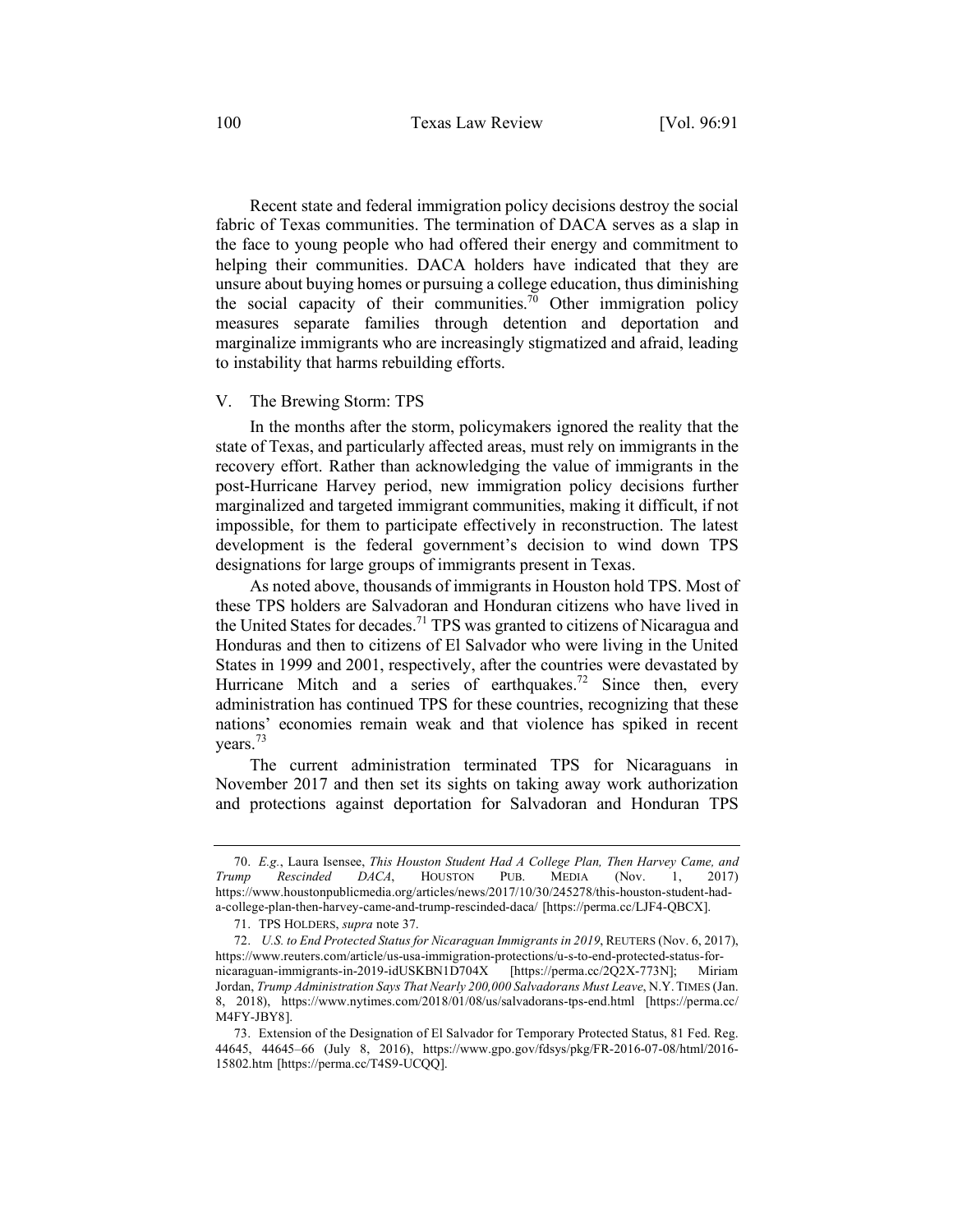Recent state and federal immigration policy decisions destroy the social fabric of Texas communities. The termination of DACA serves as a slap in the face to young people who had offered their energy and commitment to helping their communities. DACA holders have indicated that they are unsure about buying homes or pursuing a college education, thus diminishing the social capacity of their communities.[70] Other immigration policy measures separate families through detention and deportation and marginalize immigrants who are increasingly stigmatized and afraid, leading to instability that harms rebuilding efforts.

## V. The Brewing Storm: TPS

In the months after the storm, policymakers ignored the reality that the state of Texas, and particularly affected areas, must rely on immigrants in the recovery effort. Rather than acknowledging the value of immigrants in the post-Hurricane Harvey period, new immigration policy decisions further marginalized and targeted immigrant communities, making it difficult, if not impossible, for them to participate effectively in reconstruction. The latest development is the federal government's decision to wind down TPS designations for large groups of immigrants present in Texas.

As noted above, thousands of immigrants in Houston hold TPS. Most of these TPS holders are Salvadoran and Honduran citizens who have lived in the United States for decades.[71] TPS was granted to citizens of Nicaragua and Honduras and then to citizens of El Salvador who were living in the United States in 1999 and 2001, respectively, after the countries were devastated by Hurricane Mitch and a series of earthquakes.[72] Since then, every administration has continued TPS for these countries, recognizing that these nations' economies remain weak and that violence has spiked in recent years.[73]

The current administration terminated TPS for Nicaraguans in November 2017 and then set its sights on taking away work authorization and protections against deportation for Salvadoran and Honduran TPS

---

70. *E.g.*, Laura Isensee, *This Houston Student Had A College Plan, Then Harvey Came, and Trump Rescinded DACA*, HOUSTON PUB. MEDIA (Nov. 1, 2017) https://www.houstonpublicmedia.org/articles/news/2017/10/30/245278/this-houston-student-had-a-college-plan-then-harvey-came-and-trump-rescinded-daca/ [https://perma.cc/LJF4-QBCX].

71. TPS HOLDERS, *supra* note 37.

72. *U.S. to End Protected Status for Nicaraguan Immigrants in 2019*, REUTERS (Nov. 6, 2017), https://www.reuters.com/article/us-usa-immigration-protections/u-s-to-end-protected-status-for-nicaraguan-immigrants-in-2019-idUSKBN1D704X [https://perma.cc/2Q2X-773N]; Miriam Jordan, *Trump Administration Says That Nearly 200,000 Salvadorans Must Leave*, N.Y. TIMES (Jan. 8, 2018), https://www.nytimes.com/2018/01/08/us/salvadorans-tps-end.html [https://perma.cc/M4FY-JBY8].

73. Extension of the Designation of El Salvador for Temporary Protected Status, 81 Fed. Reg. 44645, 44645–66 (July 8, 2016), https://www.gpo.gov/fdsys/pkg/FR-2016-07-08/html/2016-15802.htm [https://perma.cc/T4S9-UCQQ].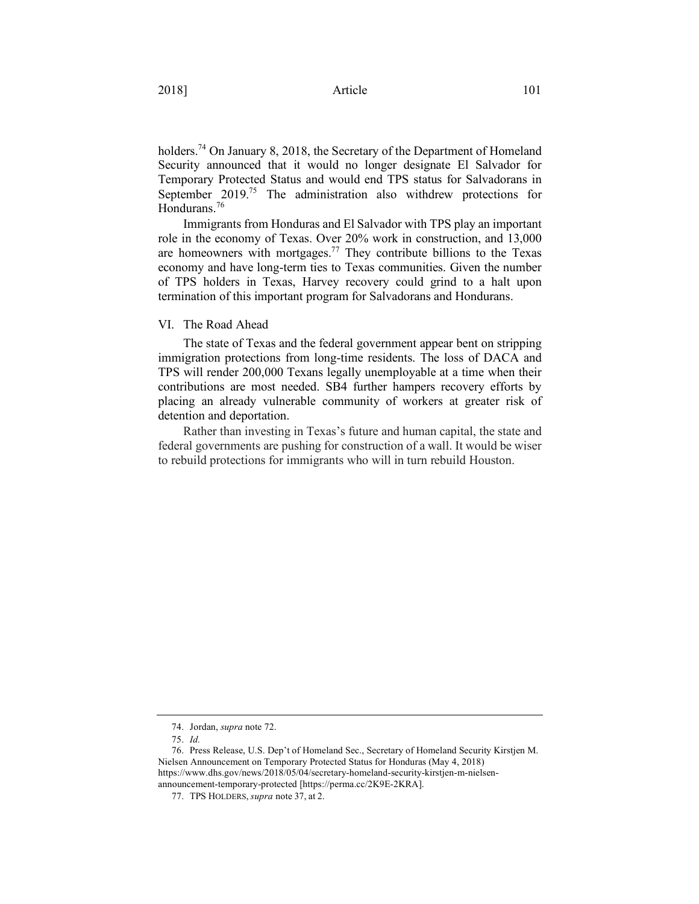holders.[74] On January 8, 2018, the Secretary of the Department of Homeland Security announced that it would no longer designate El Salvador for Temporary Protected Status and would end TPS status for Salvadorans in September 2019.[75] The administration also withdrew protections for Hondurans.[76]

Immigrants from Honduras and El Salvador with TPS play an important role in the economy of Texas. Over 20% work in construction, and 13,000 are homeowners with mortgages.[77] They contribute billions to the Texas economy and have long-term ties to Texas communities. Given the number of TPS holders in Texas, Harvey recovery could grind to a halt upon termination of this important program for Salvadorans and Hondurans.

## VI. The Road Ahead

The state of Texas and the federal government appear bent on stripping immigration protections from long-time residents. The loss of DACA and TPS will render 200,000 Texans legally unemployable at a time when their contributions are most needed. SB4 further hampers recovery efforts by placing an already vulnerable community of workers at greater risk of detention and deportation.

Rather than investing in Texas's future and human capital, the state and federal governments are pushing for construction of a wall. It would be wiser to rebuild protections for immigrants who will in turn rebuild Houston.

---

74. Jordan, *supra* note 72.

75. *Id.*

76. Press Release, U.S. Dep't of Homeland Sec., Secretary of Homeland Security Kirstjen M. Nielsen Announcement on Temporary Protected Status for Honduras (May 4, 2018) https://www.dhs.gov/news/2018/05/04/secretary-homeland-security-kirstjen-m-nielsen-announcement-temporary-protected [https://perma.cc/2K9E-2KRA].

77. TPS HOLDERS, *supra* note 37, at 2.